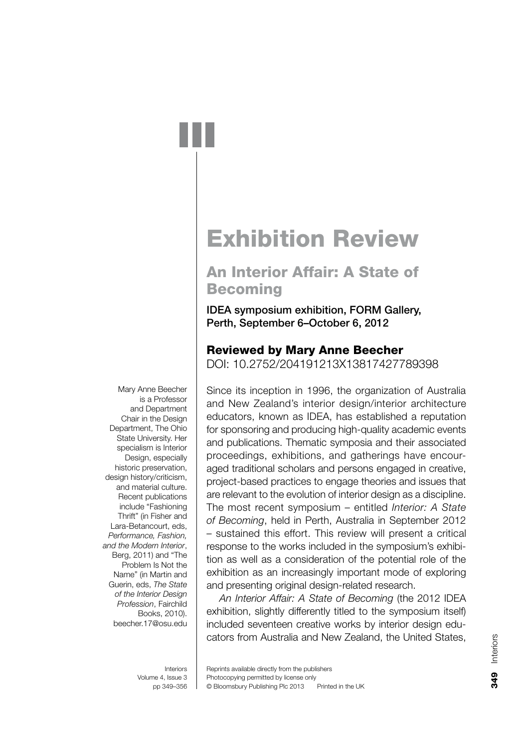# Exhibition Review

## An Interior Affair: A State of Becoming

**IDEA symposium exhibition, FORM Gallery, Perth, September 6–October 6, 2012**

### Reviewed by Mary Anne Beecher

DOI: 10.2752/204191213X13817427789398

Mary Anne Beecher is a Professor and Department Chair in the Design Department, The Ohio State University. Her specialism is Interior Design, especially historic preservation, design history/criticism, and material culture. Recent publications include "Fashioning Thrift" (in Fisher and Lara-Betancourt, eds, *Performance, Fashion, and the Modern Interior*, Berg, 2011) and "The Problem Is Not the Name" (in Martin and Guerin, eds, *The State of the Interior Design Profession*, Fairchild Books, 2010). beecher.17@osu.edu

Since its inception in 1996, the organization of Australia and New Zealand's interior design/interior architecture educators, known as IDEA, has established a reputation for sponsoring and producing high-quality academic events and publications. Thematic symposia and their associated proceedings, exhibitions, and gatherings have encouraged traditional scholars and persons engaged in creative, project-based practices to engage theories and issues that are relevant to the evolution of interior design as a discipline. The most recent symposium – entitled *Interior: A State of Becoming*, held in Perth, Australia in September 2012 – sustained this effort. This review will present a critical response to the works included in the symposium's exhibition as well as a consideration of the potential role of the exhibition as an increasingly important mode of exploring and presenting original design-related research.

*An Interior Affair: A State of Becoming* (the 2012 IDEA exhibition, slightly differently titled to the symposium itself) included seventeen creative works by interior design educators from Australia and New Zealand, the United States,

Reprints available directly from the publishers
Photocopying permitted by license only
© Bloomsbury Publishing Plc 2013 Printed in the UK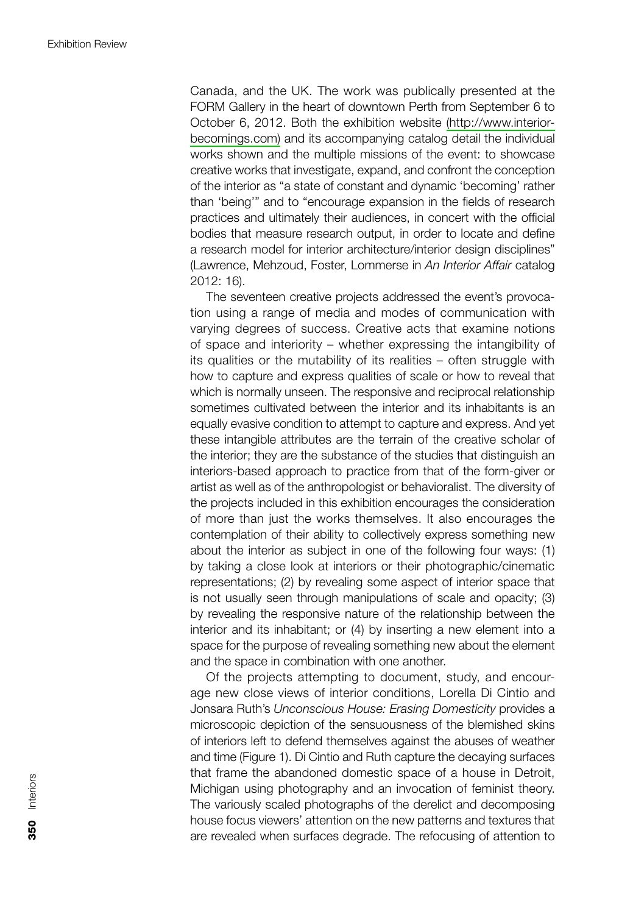Canada, and the UK. The work was publically presented at the FORM Gallery in the heart of downtown Perth from September 6 to October 6, 2012. Both the exhibition website (http://www.interior-becomings.com) and its accompanying catalog detail the individual works shown and the multiple missions of the event: to showcase creative works that investigate, expand, and confront the conception of the interior as "a state of constant and dynamic 'becoming' rather than 'being'" and to "encourage expansion in the fields of research practices and ultimately their audiences, in concert with the official bodies that measure research output, in order to locate and define a research model for interior architecture/interior design disciplines" (Lawrence, Mehzoud, Foster, Lommerse in *An Interior Affair* catalog 2012: 16).

The seventeen creative projects addressed the event's provocation using a range of media and modes of communication with varying degrees of success. Creative acts that examine notions of space and interiority – whether expressing the intangibility of its qualities or the mutability of its realities – often struggle with how to capture and express qualities of scale or how to reveal that which is normally unseen. The responsive and reciprocal relationship sometimes cultivated between the interior and its inhabitants is an equally evasive condition to attempt to capture and express. And yet these intangible attributes are the terrain of the creative scholar of the interior; they are the substance of the studies that distinguish an interiors-based approach to practice from that of the form-giver or artist as well as of the anthropologist or behavioralist. The diversity of the projects included in this exhibition encourages the consideration of more than just the works themselves. It also encourages the contemplation of their ability to collectively express something new about the interior as subject in one of the following four ways: (1) by taking a close look at interiors or their photographic/cinematic representations; (2) by revealing some aspect of interior space that is not usually seen through manipulations of scale and opacity; (3) by revealing the responsive nature of the relationship between the interior and its inhabitant; or (4) by inserting a new element into a space for the purpose of revealing something new about the element and the space in combination with one another.

Of the projects attempting to document, study, and encourage new close views of interior conditions, Lorella Di Cintio and Jonsara Ruth's *Unconscious House: Erasing Domesticity* provides a microscopic depiction of the sensuousness of the blemished skins of interiors left to defend themselves against the abuses of weather and time (Figure 1). Di Cintio and Ruth capture the decaying surfaces that frame the abandoned domestic space of a house in Detroit, Michigan using photography and an invocation of feminist theory. The variously scaled photographs of the derelict and decomposing house focus viewers' attention on the new patterns and textures that are revealed when surfaces degrade. The refocusing of attention to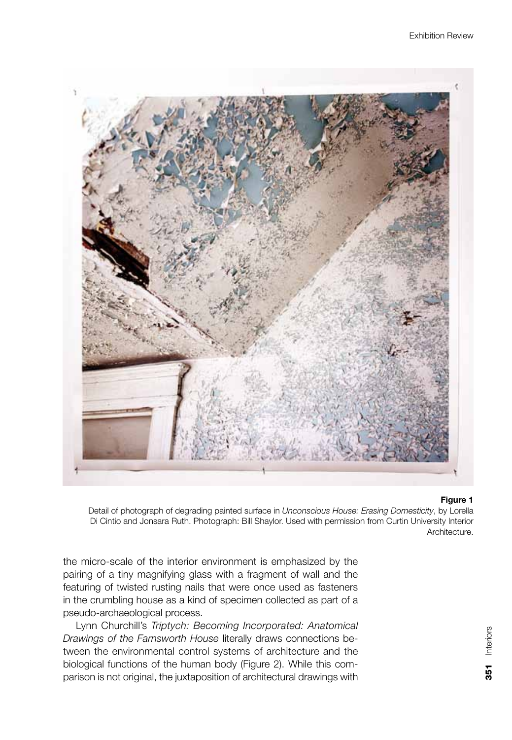**Figure 1**
Detail of photograph of degrading painted surface in *Unconscious House: Erasing Domesticity*, by Lorella Di Cintio and Jonsara Ruth. Photograph: Bill Shaylor. Used with permission from Curtin University Interior Architecture.

the micro-scale of the interior environment is emphasized by the pairing of a tiny magnifying glass with a fragment of wall and the featuring of twisted rusting nails that were once used as fasteners in the crumbling house as a kind of specimen collected as part of a pseudo-archaeological process.

Lynn Churchill's *Triptych: Becoming Incorporated: Anatomical Drawings of the Farnsworth House* literally draws connections between the environmental control systems of architecture and the biological functions of the human body (Figure 2). While this comparison is not original, the juxtaposition of architectural drawings with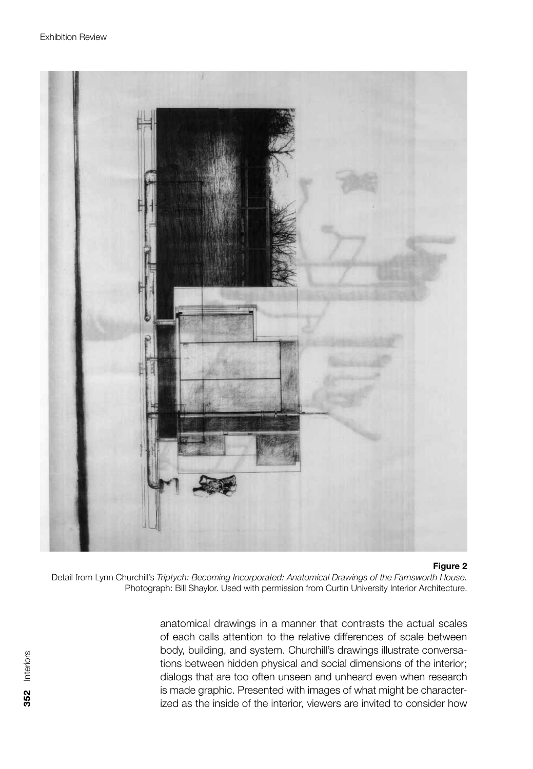**Figure 2**
Detail from Lynn Churchill's *Triptych: Becoming Incorporated: Anatomical Drawings of the Farnsworth House.* Photograph: Bill Shaylor. Used with permission from Curtin University Interior Architecture.

anatomical drawings in a manner that contrasts the actual scales of each calls attention to the relative differences of scale between body, building, and system. Churchill's drawings illustrate conversations between hidden physical and social dimensions of the interior; dialogs that are too often unseen and unheard even when research is made graphic. Presented with images of what might be characterized as the inside of the interior, viewers are invited to consider how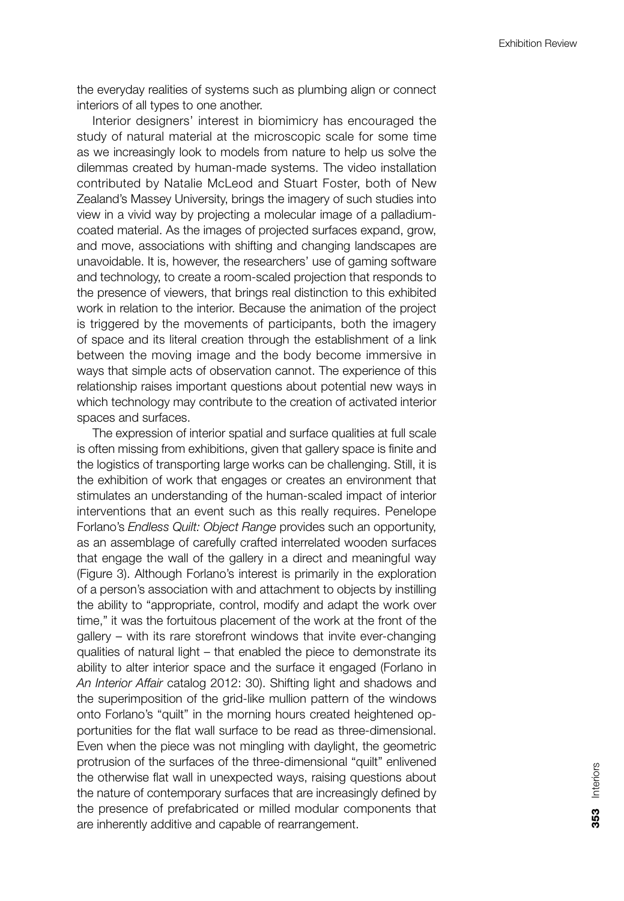the everyday realities of systems such as plumbing align or connect interiors of all types to one another.

Interior designers' interest in biomimicry has encouraged the study of natural material at the microscopic scale for some time as we increasingly look to models from nature to help us solve the dilemmas created by human-made systems. The video installation contributed by Natalie McLeod and Stuart Foster, both of New Zealand's Massey University, brings the imagery of such studies into view in a vivid way by projecting a molecular image of a palladium-coated material. As the images of projected surfaces expand, grow, and move, associations with shifting and changing landscapes are unavoidable. It is, however, the researchers' use of gaming software and technology, to create a room-scaled projection that responds to the presence of viewers, that brings real distinction to this exhibited work in relation to the interior. Because the animation of the project is triggered by the movements of participants, both the imagery of space and its literal creation through the establishment of a link between the moving image and the body become immersive in ways that simple acts of observation cannot. The experience of this relationship raises important questions about potential new ways in which technology may contribute to the creation of activated interior spaces and surfaces.

The expression of interior spatial and surface qualities at full scale is often missing from exhibitions, given that gallery space is finite and the logistics of transporting large works can be challenging. Still, it is the exhibition of work that engages or creates an environment that stimulates an understanding of the human-scaled impact of interior interventions that an event such as this really requires. Penelope Forlano's *Endless Quilt: Object Range* provides such an opportunity, as an assemblage of carefully crafted interrelated wooden surfaces that engage the wall of the gallery in a direct and meaningful way (Figure 3). Although Forlano's interest is primarily in the exploration of a person's association with and attachment to objects by instilling the ability to "appropriate, control, modify and adapt the work over time," it was the fortuitous placement of the work at the front of the gallery – with its rare storefront windows that invite ever-changing qualities of natural light – that enabled the piece to demonstrate its ability to alter interior space and the surface it engaged (Forlano in *An Interior Affair* catalog 2012: 30). Shifting light and shadows and the superimposition of the grid-like mullion pattern of the windows onto Forlano's "quilt" in the morning hours created heightened opportunities for the flat wall surface to be read as three-dimensional. Even when the piece was not mingling with daylight, the geometric protrusion of the surfaces of the three-dimensional "quilt" enlivened the otherwise flat wall in unexpected ways, raising questions about the nature of contemporary surfaces that are increasingly defined by the presence of prefabricated or milled modular components that are inherently additive and capable of rearrangement.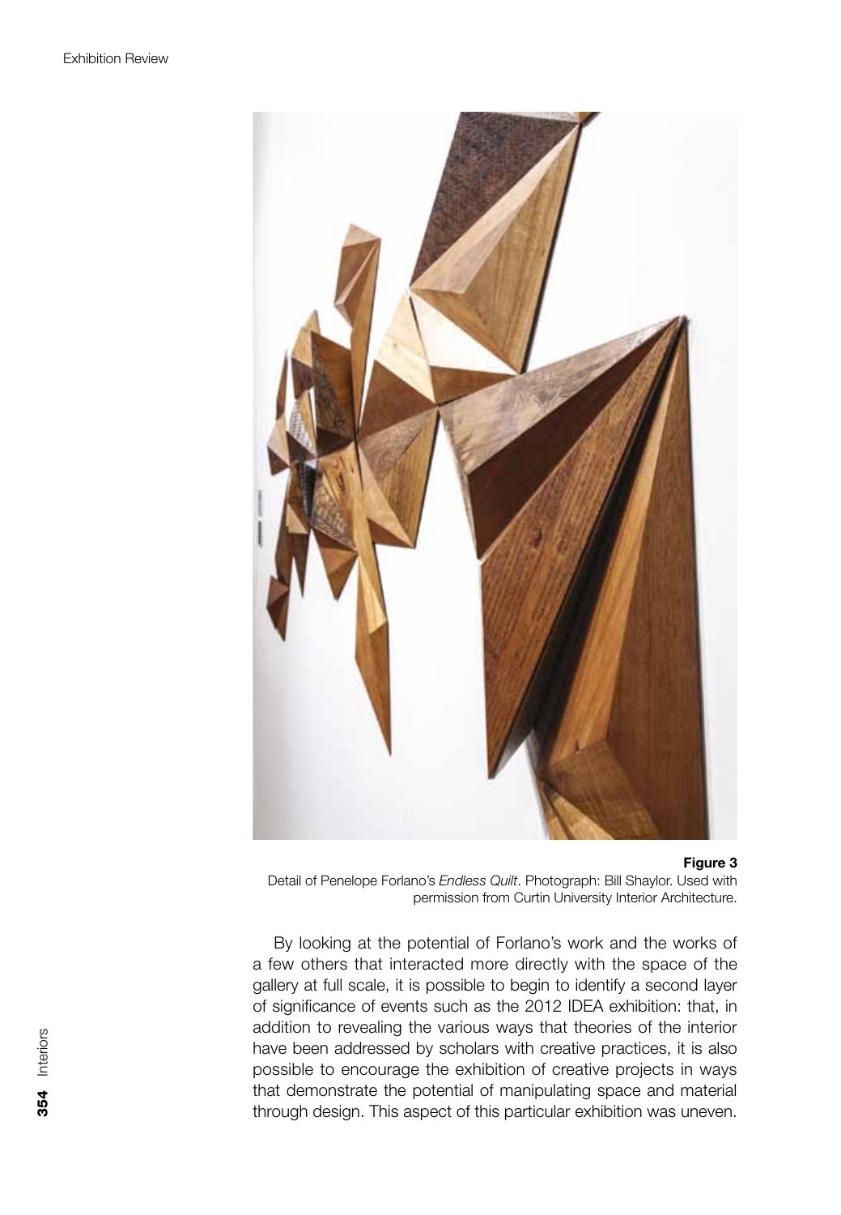**Figure 3**
Detail of Penelope Forlano's *Endless Quilt*. Photograph: Bill Shaylor. Used with permission from Curtin University Interior Architecture.

By looking at the potential of Forlano's work and the works of a few others that interacted more directly with the space of the gallery at full scale, it is possible to begin to identify a second layer of significance of events such as the 2012 IDEA exhibition: that, in addition to revealing the various ways that theories of the interior have been addressed by scholars with creative practices, it is also possible to encourage the exhibition of creative projects in ways that demonstrate the potential of manipulating space and material through design. This aspect of this particular exhibition was uneven.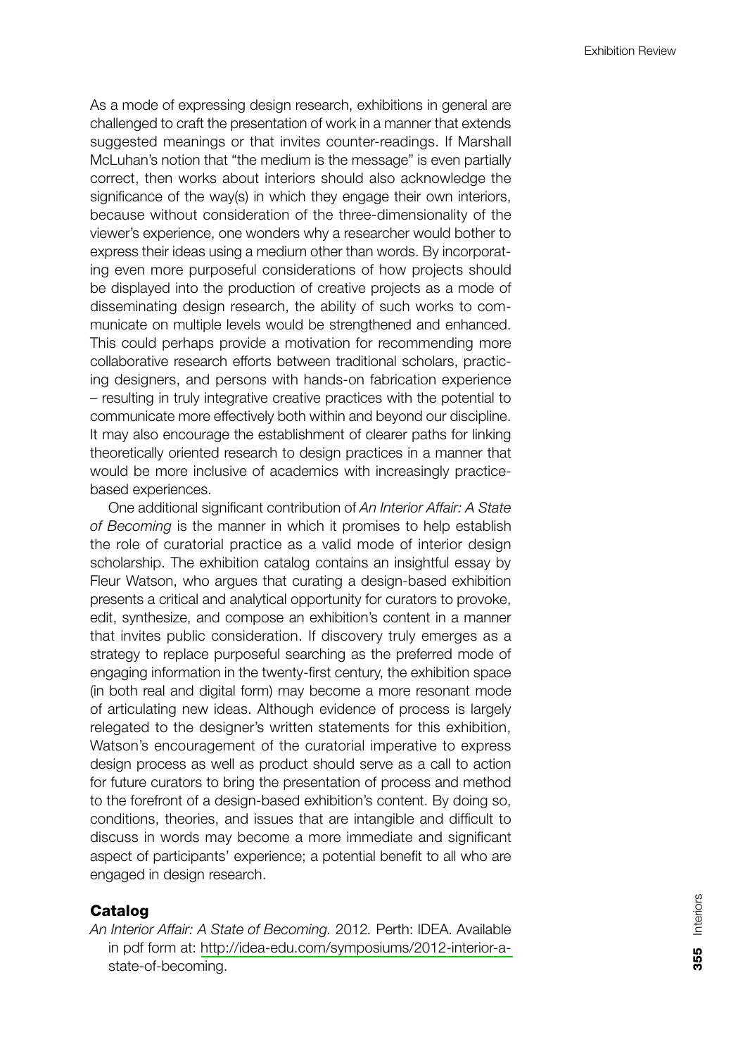As a mode of expressing design research, exhibitions in general are challenged to craft the presentation of work in a manner that extends suggested meanings or that invites counter-readings. If Marshall McLuhan's notion that "the medium is the message" is even partially correct, then works about interiors should also acknowledge the significance of the way(s) in which they engage their own interiors, because without consideration of the three-dimensionality of the viewer's experience, one wonders why a researcher would bother to express their ideas using a medium other than words. By incorporating even more purposeful considerations of how projects should be displayed into the production of creative projects as a mode of disseminating design research, the ability of such works to communicate on multiple levels would be strengthened and enhanced. This could perhaps provide a motivation for recommending more collaborative research efforts between traditional scholars, practicing designers, and persons with hands-on fabrication experience – resulting in truly integrative creative practices with the potential to communicate more effectively both within and beyond our discipline. It may also encourage the establishment of clearer paths for linking theoretically oriented research to design practices in a manner that would be more inclusive of academics with increasingly practice-based experiences.

One additional significant contribution of *An Interior Affair: A State of Becoming* is the manner in which it promises to help establish the role of curatorial practice as a valid mode of interior design scholarship. The exhibition catalog contains an insightful essay by Fleur Watson, who argues that curating a design-based exhibition presents a critical and analytical opportunity for curators to provoke, edit, synthesize, and compose an exhibition's content in a manner that invites public consideration. If discovery truly emerges as a strategy to replace purposeful searching as the preferred mode of engaging information in the twenty-first century, the exhibition space (in both real and digital form) may become a more resonant mode of articulating new ideas. Although evidence of process is largely relegated to the designer's written statements for this exhibition, Watson's encouragement of the curatorial imperative to express design process as well as product should serve as a call to action for future curators to bring the presentation of process and method to the forefront of a design-based exhibition's content. By doing so, conditions, theories, and issues that are intangible and difficult to discuss in words may become a more immediate and significant aspect of participants' experience; a potential benefit to all who are engaged in design research.

## Catalog

*An Interior Affair: A State of Becoming.* 2012. Perth: IDEA. Available in pdf form at: http://idea-edu.com/symposiums/2012-interior-a-state-of-becoming.